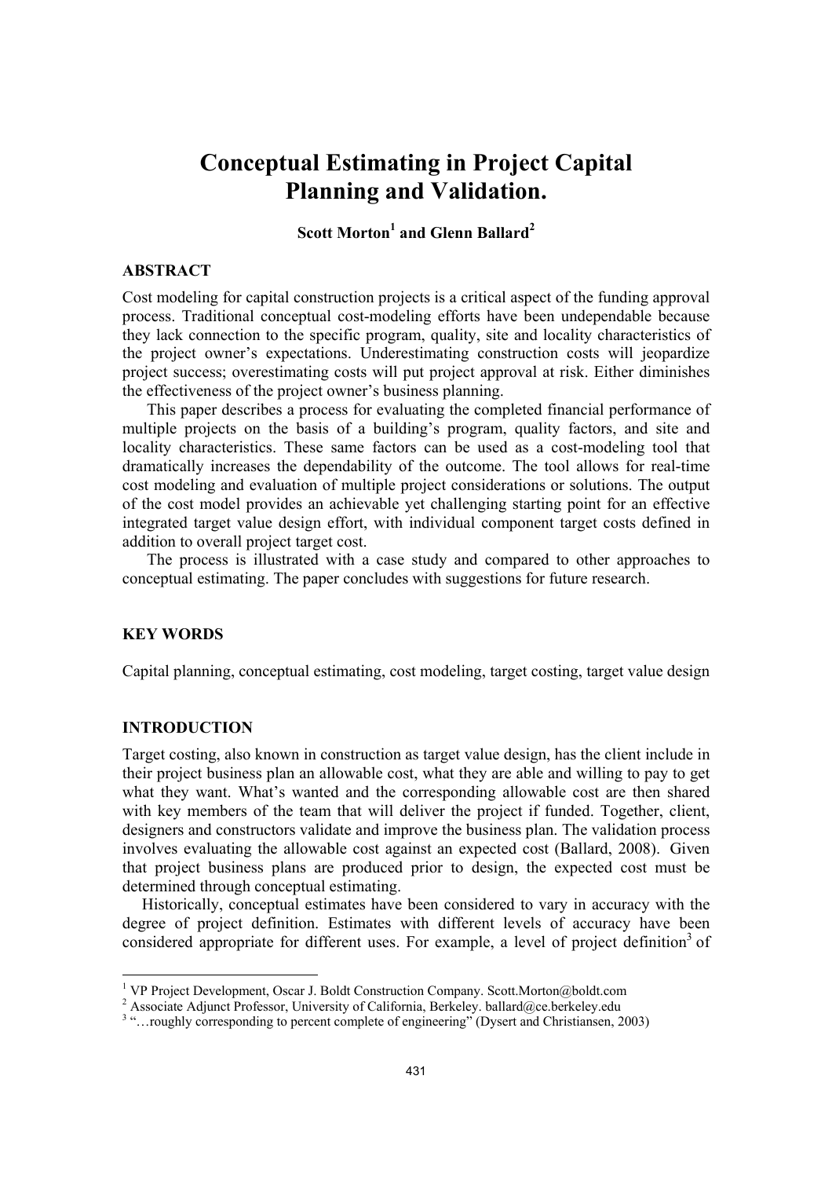# Conceptual Estimating in Project Capital Planning and Validation.

**Scott Morton[1] and Glenn Ballard[2]**

## ABSTRACT

Cost modeling for capital construction projects is a critical aspect of the funding approval process. Traditional conceptual cost-modeling efforts have been undependable because they lack connection to the specific program, quality, site and locality characteristics of the project owner's expectations. Underestimating construction costs will jeopardize project success; overestimating costs will put project approval at risk. Either diminishes the effectiveness of the project owner's business planning.

This paper describes a process for evaluating the completed financial performance of multiple projects on the basis of a building's program, quality factors, and site and locality characteristics. These same factors can be used as a cost-modeling tool that dramatically increases the dependability of the outcome. The tool allows for real-time cost modeling and evaluation of multiple project considerations or solutions. The output of the cost model provides an achievable yet challenging starting point for an effective integrated target value design effort, with individual component target costs defined in addition to overall project target cost.

The process is illustrated with a case study and compared to other approaches to conceptual estimating. The paper concludes with suggestions for future research.

## KEY WORDS

Capital planning, conceptual estimating, cost modeling, target costing, target value design

## INTRODUCTION

Target costing, also known in construction as target value design, has the client include in their project business plan an allowable cost, what they are able and willing to pay to get what they want. What's wanted and the corresponding allowable cost are then shared with key members of the team that will deliver the project if funded. Together, client, designers and constructors validate and improve the business plan. The validation process involves evaluating the allowable cost against an expected cost (Ballard, 2008). Given that project business plans are produced prior to design, the expected cost must be determined through conceptual estimating.

Historically, conceptual estimates have been considered to vary in accuracy with the degree of project definition. Estimates with different levels of accuracy have been considered appropriate for different uses. For example, a level of project definition[3] of

---

[1] VP Project Development, Oscar J. Boldt Construction Company. Scott.Morton@boldt.com

[2] Associate Adjunct Professor, University of California, Berkeley. ballard@ce.berkeley.edu

[3] "…roughly corresponding to percent complete of engineering" (Dysert and Christiansen, 2003)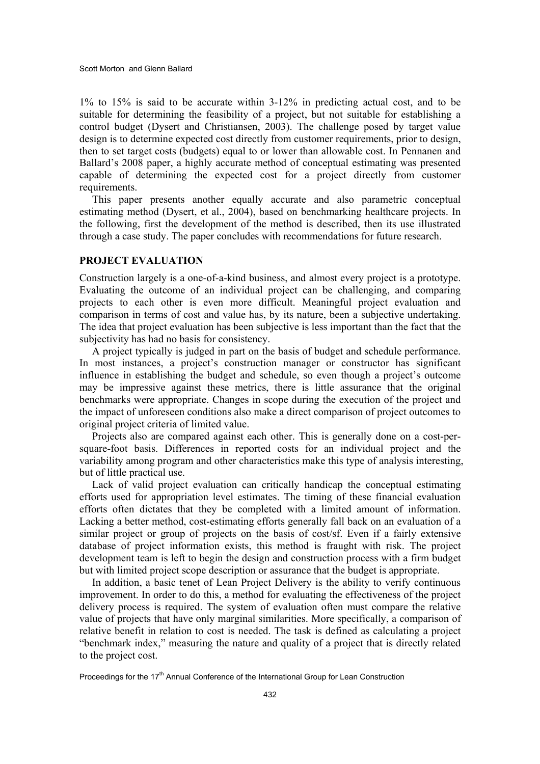1% to 15% is said to be accurate within 3-12% in predicting actual cost, and to be suitable for determining the feasibility of a project, but not suitable for establishing a control budget (Dysert and Christiansen, 2003). The challenge posed by target value design is to determine expected cost directly from customer requirements, prior to design, then to set target costs (budgets) equal to or lower than allowable cost. In Pennanen and Ballard's 2008 paper, a highly accurate method of conceptual estimating was presented capable of determining the expected cost for a project directly from customer requirements.

This paper presents another equally accurate and also parametric conceptual estimating method (Dysert, et al., 2004), based on benchmarking healthcare projects. In the following, first the development of the method is described, then its use illustrated through a case study. The paper concludes with recommendations for future research.

## PROJECT EVALUATION

Construction largely is a one-of-a-kind business, and almost every project is a prototype. Evaluating the outcome of an individual project can be challenging, and comparing projects to each other is even more difficult. Meaningful project evaluation and comparison in terms of cost and value has, by its nature, been a subjective undertaking. The idea that project evaluation has been subjective is less important than the fact that the subjectivity has had no basis for consistency.

A project typically is judged in part on the basis of budget and schedule performance. In most instances, a project's construction manager or constructor has significant influence in establishing the budget and schedule, so even though a project's outcome may be impressive against these metrics, there is little assurance that the original benchmarks were appropriate. Changes in scope during the execution of the project and the impact of unforeseen conditions also make a direct comparison of project outcomes to original project criteria of limited value.

Projects also are compared against each other. This is generally done on a cost-per-square-foot basis. Differences in reported costs for an individual project and the variability among program and other characteristics make this type of analysis interesting, but of little practical use.

Lack of valid project evaluation can critically handicap the conceptual estimating efforts used for appropriation level estimates. The timing of these financial evaluation efforts often dictates that they be completed with a limited amount of information. Lacking a better method, cost-estimating efforts generally fall back on an evaluation of a similar project or group of projects on the basis of cost/sf. Even if a fairly extensive database of project information exists, this method is fraught with risk. The project development team is left to begin the design and construction process with a firm budget but with limited project scope description or assurance that the budget is appropriate.

In addition, a basic tenet of Lean Project Delivery is the ability to verify continuous improvement. In order to do this, a method for evaluating the effectiveness of the project delivery process is required. The system of evaluation often must compare the relative value of projects that have only marginal similarities. More specifically, a comparison of relative benefit in relation to cost is needed. The task is defined as calculating a project "benchmark index," measuring the nature and quality of a project that is directly related to the project cost.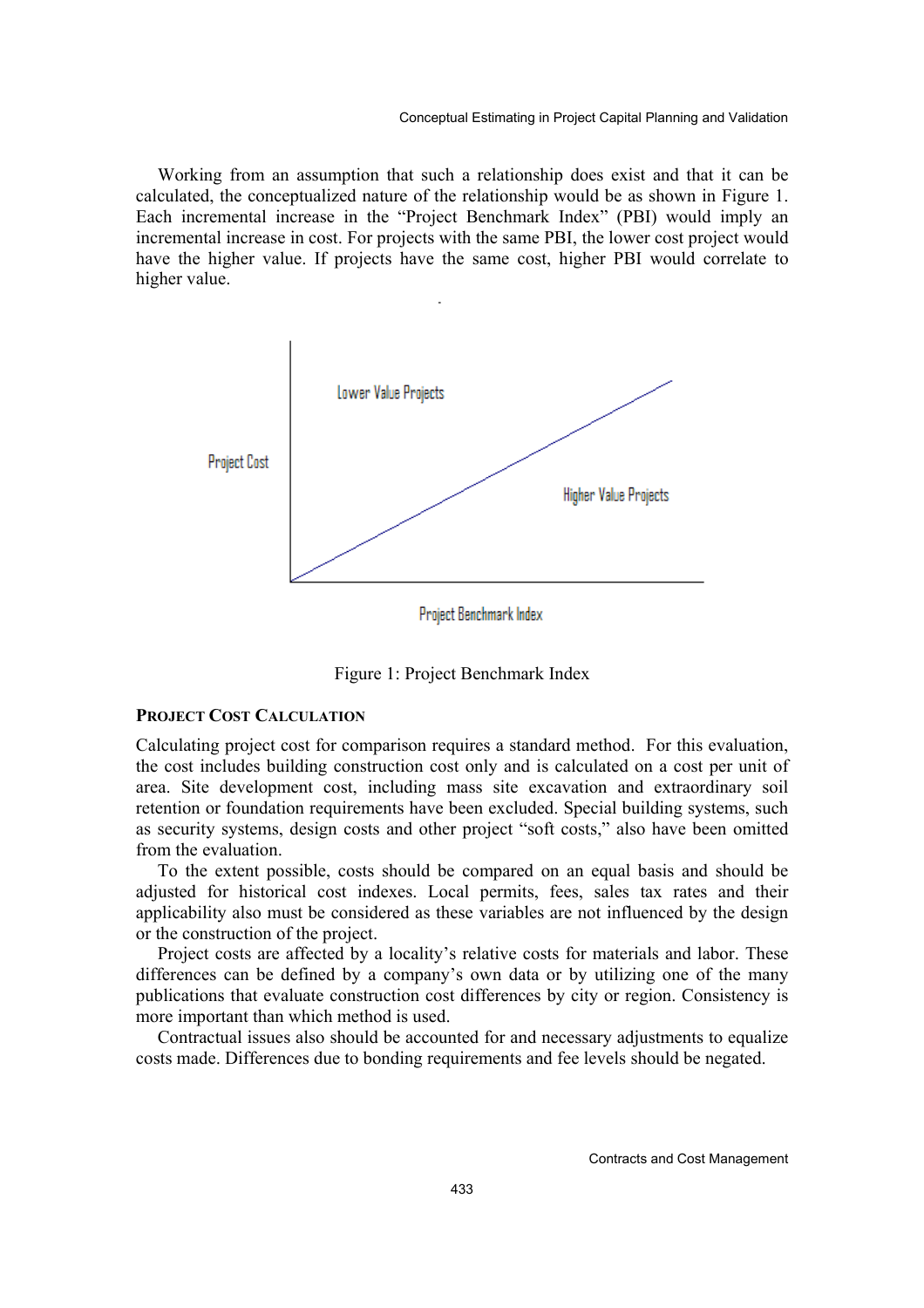Working from an assumption that such a relationship does exist and that it can be calculated, the conceptualized nature of the relationship would be as shown in Figure 1. Each incremental increase in the "Project Benchmark Index" (PBI) would imply an incremental increase in cost. For projects with the same PBI, the lower cost project would have the higher value. If projects have the same cost, higher PBI would correlate to higher value.

Figure 1: Project Benchmark Index

### Project Cost Calculation

Calculating project cost for comparison requires a standard method. For this evaluation, the cost includes building construction cost only and is calculated on a cost per unit of area. Site development cost, including mass site excavation and extraordinary soil retention or foundation requirements have been excluded. Special building systems, such as security systems, design costs and other project "soft costs," also have been omitted from the evaluation.

To the extent possible, costs should be compared on an equal basis and should be adjusted for historical cost indexes. Local permits, fees, sales tax rates and their applicability also must be considered as these variables are not influenced by the design or the construction of the project.

Project costs are affected by a locality's relative costs for materials and labor. These differences can be defined by a company's own data or by utilizing one of the many publications that evaluate construction cost differences by city or region. Consistency is more important than which method is used.

Contractual issues also should be accounted for and necessary adjustments to equalize costs made. Differences due to bonding requirements and fee levels should be negated.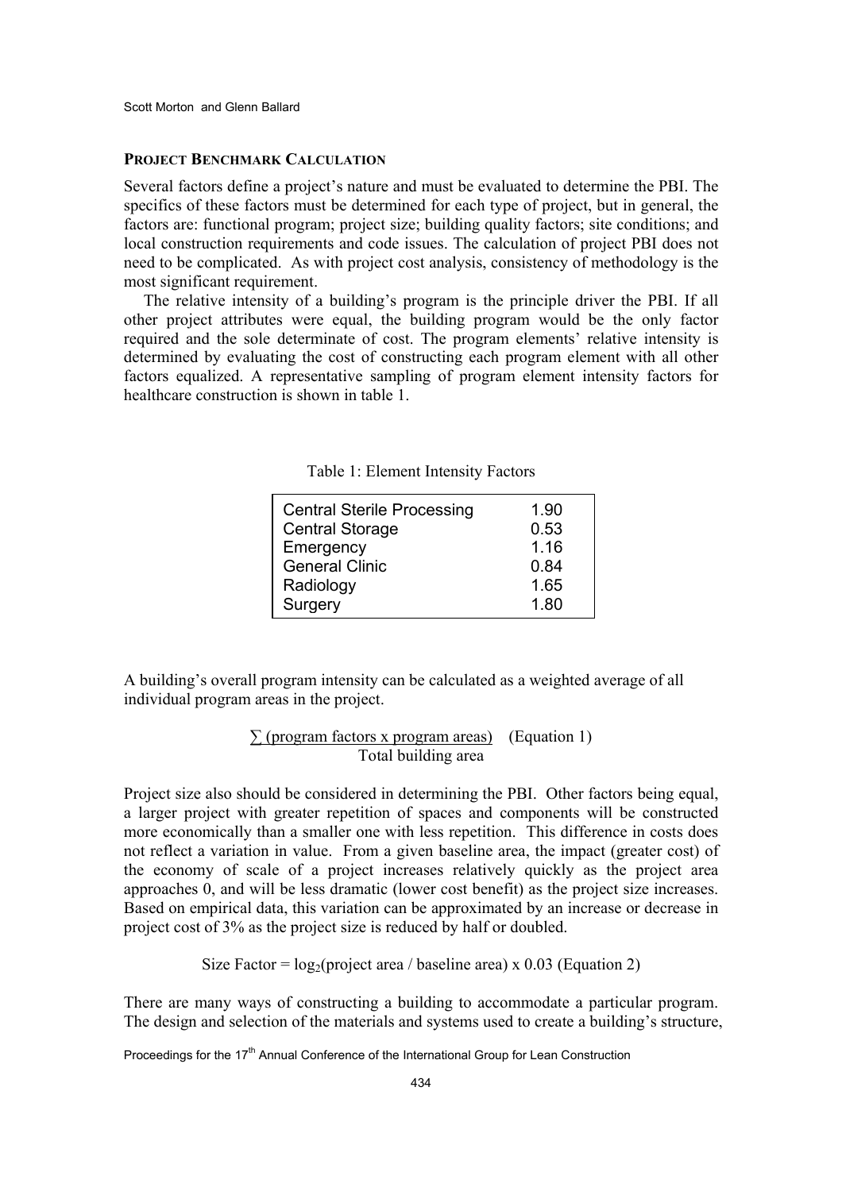## PROJECT BENCHMARK CALCULATION

Several factors define a project's nature and must be evaluated to determine the PBI. The specifics of these factors must be determined for each type of project, but in general, the factors are: functional program; project size; building quality factors; site conditions; and local construction requirements and code issues. The calculation of project PBI does not need to be complicated. As with project cost analysis, consistency of methodology is the most significant requirement.

The relative intensity of a building's program is the principle driver the PBI. If all other project attributes were equal, the building program would be the only factor required and the sole determinate of cost. The program elements' relative intensity is determined by evaluating the cost of constructing each program element with all other factors equalized. A representative sampling of program element intensity factors for healthcare construction is shown in table 1.

Table 1: Element Intensity Factors

| Element | Factor |
|---|---|
| Central Sterile Processing | 1.90 |
| Central Storage | 0.53 |
| Emergency | 1.16 |
| General Clinic | 0.84 |
| Radiology | 1.65 |
| Surgery | 1.80 |

A building's overall program intensity can be calculated as a weighted average of all individual program areas in the project.

$$\frac{\sum (\text{program factors x program areas})}{\text{Total building area}} \quad \text{(Equation 1)}$$

Project size also should be considered in determining the PBI. Other factors being equal, a larger project with greater repetition of spaces and components will be constructed more economically than a smaller one with less repetition. This difference in costs does not reflect a variation in value. From a given baseline area, the impact (greater cost) of the economy of scale of a project increases relatively quickly as the project area approaches 0, and will be less dramatic (lower cost benefit) as the project size increases. Based on empirical data, this variation can be approximated by an increase or decrease in project cost of 3% as the project size is reduced by half or doubled.

$$\text{Size Factor} = \log_2(\text{project area / baseline area}) \times 0.03 \quad \text{(Equation 2)}$$

There are many ways of constructing a building to accommodate a particular program. The design and selection of the materials and systems used to create a building's structure,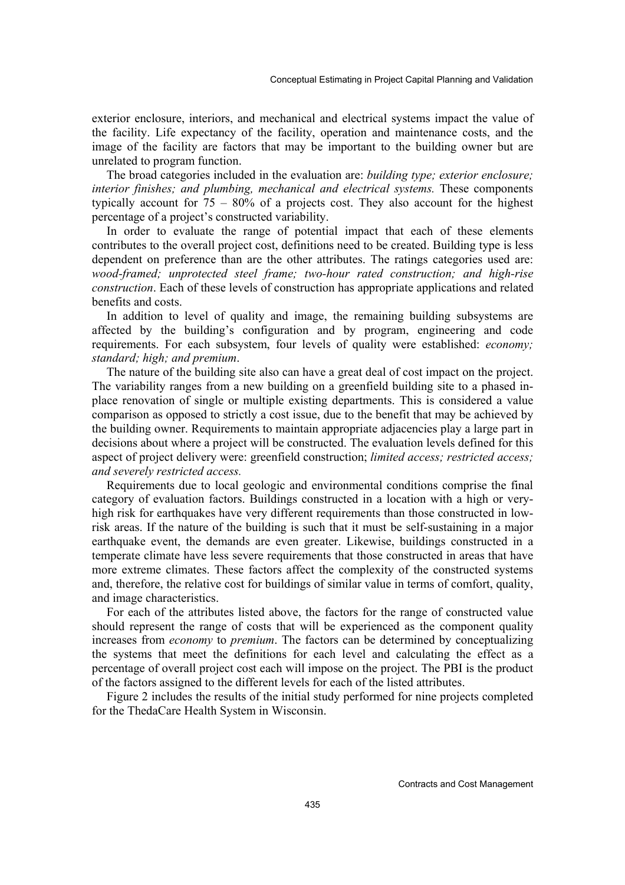exterior enclosure, interiors, and mechanical and electrical systems impact the value of the facility. Life expectancy of the facility, operation and maintenance costs, and the image of the facility are factors that may be important to the building owner but are unrelated to program function.

The broad categories included in the evaluation are: *building type; exterior enclosure; interior finishes; and plumbing, mechanical and electrical systems.* These components typically account for 75 – 80% of a projects cost. They also account for the highest percentage of a project's constructed variability.

In order to evaluate the range of potential impact that each of these elements contributes to the overall project cost, definitions need to be created. Building type is less dependent on preference than are the other attributes. The ratings categories used are: *wood-framed; unprotected steel frame; two-hour rated construction; and high-rise construction*. Each of these levels of construction has appropriate applications and related benefits and costs.

In addition to level of quality and image, the remaining building subsystems are affected by the building's configuration and by program, engineering and code requirements. For each subsystem, four levels of quality were established: *economy; standard; high; and premium*.

The nature of the building site also can have a great deal of cost impact on the project. The variability ranges from a new building on a greenfield building site to a phased in-place renovation of single or multiple existing departments. This is considered a value comparison as opposed to strictly a cost issue, due to the benefit that may be achieved by the building owner. Requirements to maintain appropriate adjacencies play a large part in decisions about where a project will be constructed. The evaluation levels defined for this aspect of project delivery were: greenfield construction; *limited access; restricted access; and severely restricted access.*

Requirements due to local geologic and environmental conditions comprise the final category of evaluation factors. Buildings constructed in a location with a high or very-high risk for earthquakes have very different requirements than those constructed in low-risk areas. If the nature of the building is such that it must be self-sustaining in a major earthquake event, the demands are even greater. Likewise, buildings constructed in a temperate climate have less severe requirements that those constructed in areas that have more extreme climates. These factors affect the complexity of the constructed systems and, therefore, the relative cost for buildings of similar value in terms of comfort, quality, and image characteristics.

For each of the attributes listed above, the factors for the range of constructed value should represent the range of costs that will be experienced as the component quality increases from *economy* to *premium*. The factors can be determined by conceptualizing the systems that meet the definitions for each level and calculating the effect as a percentage of overall project cost each will impose on the project. The PBI is the product of the factors assigned to the different levels for each of the listed attributes.

Figure 2 includes the results of the initial study performed for nine projects completed for the ThedaCare Health System in Wisconsin.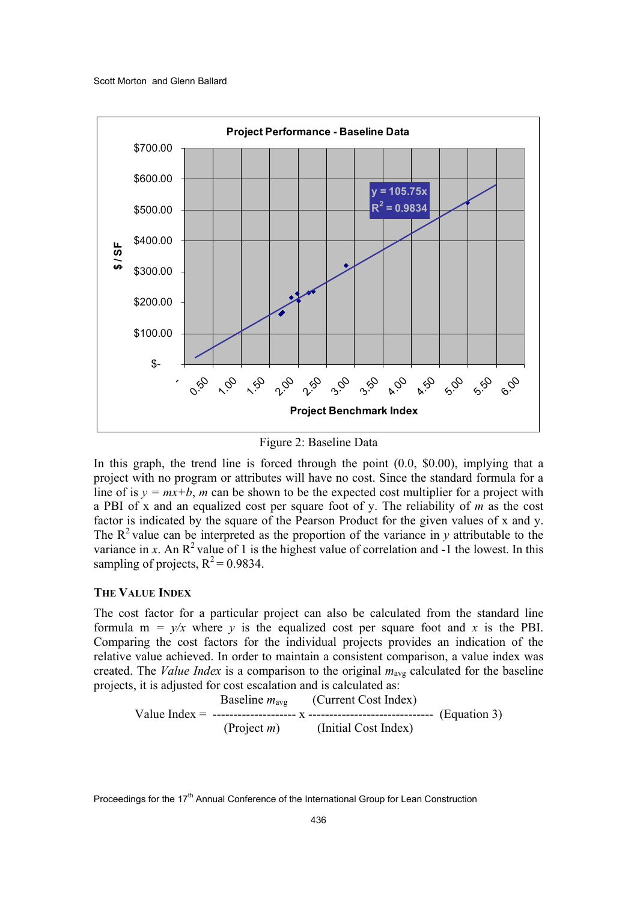Figure 2: Baseline Data

In this graph, the trend line is forced through the point (0.0, \$0.00), implying that a project with no program or attributes will have no cost. Since the standard formula for a line of is $y = mx+b$, $m$ can be shown to be the expected cost multiplier for a project with a PBI of x and an equalized cost per square foot of y. The reliability of $m$ as the cost factor is indicated by the square of the Pearson Product for the given values of x and y. The $R^2$ value can be interpreted as the proportion of the variance in $y$ attributable to the variance in $x$. An $R^2$ value of 1 is the highest value of correlation and -1 the lowest. In this sampling of projects, $R^2 = 0.9834$.

### THE VALUE INDEX

The cost factor for a particular project can also be calculated from the standard line formula $m = y/x$ where $y$ is the equalized cost per square foot and $x$ is the PBI. Comparing the cost factors for the individual projects provides an indication of the relative value achieved. In order to maintain a consistent comparison, a value index was created. The *Value Index* is a comparison to the original $m_{avg}$ calculated for the baseline projects, it is adjusted for cost escalation and is calculated as:

$$\text{Value Index} = \frac{\text{Baseline } m_{avg}}{(\text{Project } m)} \times \frac{(\text{Current Cost Index})}{(\text{Initial Cost Index})} \quad \text{(Equation 3)}$$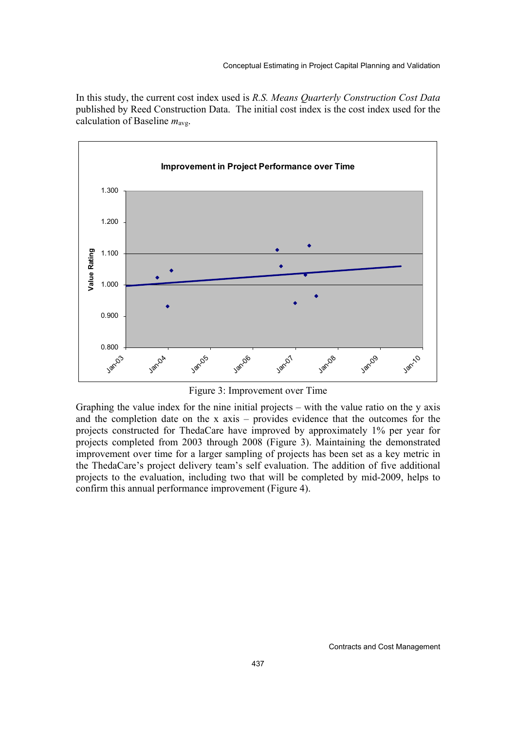In this study, the current cost index used is *R.S. Means Quarterly Construction Cost Data* published by Reed Construction Data. The initial cost index is the cost index used for the calculation of Baseline $m_{avg}$.

Figure 3: Improvement over Time

Graphing the value index for the nine initial projects – with the value ratio on the y axis and the completion date on the x axis – provides evidence that the outcomes for the projects constructed for ThedaCare have improved by approximately 1% per year for projects completed from 2003 through 2008 (Figure 3). Maintaining the demonstrated improvement over time for a larger sampling of projects has been set as a key metric in the ThedaCare's project delivery team's self evaluation. The addition of five additional projects to the evaluation, including two that will be completed by mid-2009, helps to confirm this annual performance improvement (Figure 4).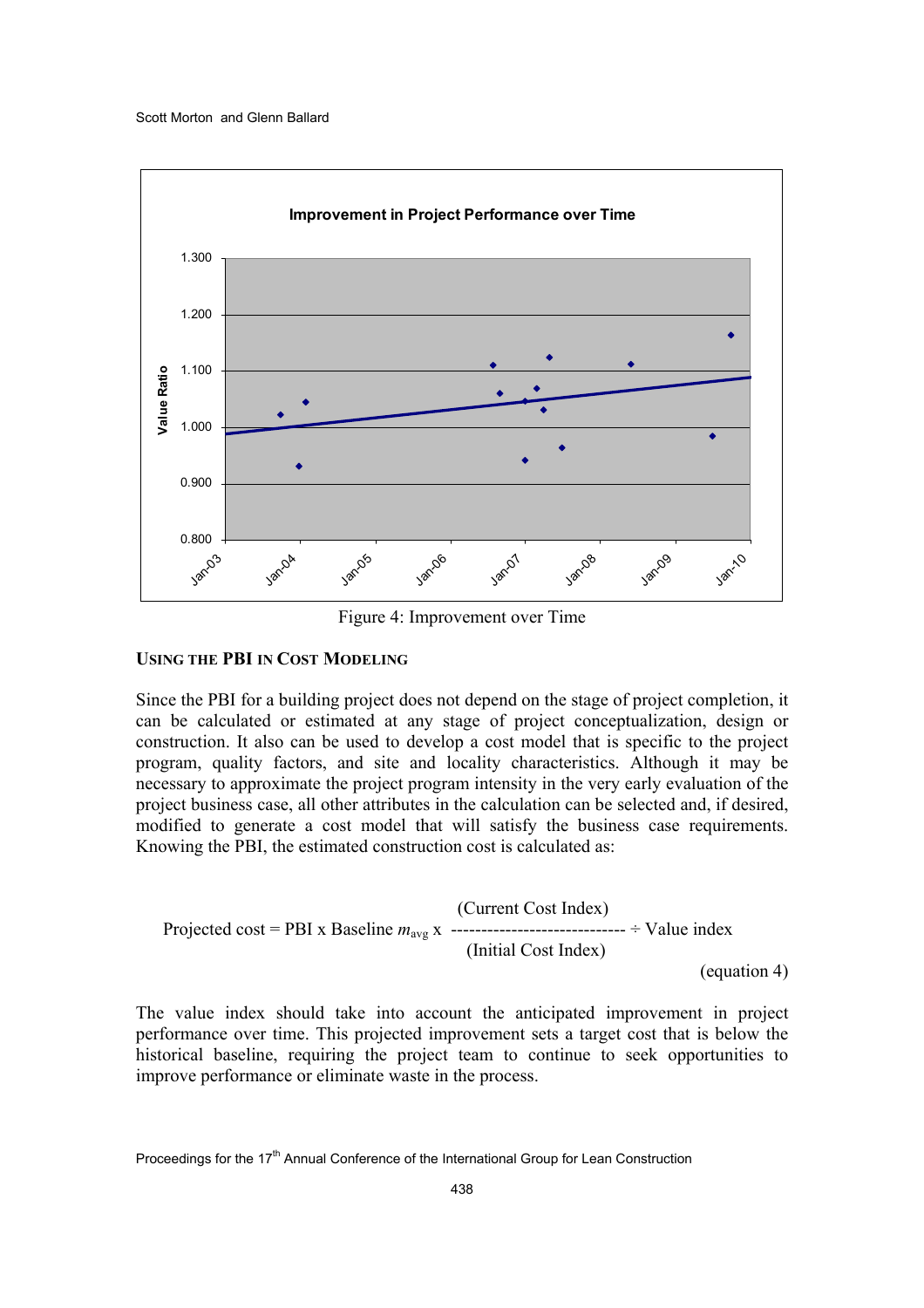Figure 4: Improvement over Time

## USING THE PBI IN COST MODELING

Since the PBI for a building project does not depend on the stage of project completion, it can be calculated or estimated at any stage of project conceptualization, design or construction. It also can be used to develop a cost model that is specific to the project program, quality factors, and site and locality characteristics. Although it may be necessary to approximate the project program intensity in the very early evaluation of the project business case, all other attributes in the calculation can be selected and, if desired, modified to generate a cost model that will satisfy the business case requirements. Knowing the PBI, the estimated construction cost is calculated as:

$$\text{Projected cost} = \text{PBI} \times \text{Baseline } m_{avg} \times \frac{(\text{Current Cost Index})}{(\text{Initial Cost Index})} \div \text{Value index} \qquad \text{(equation 4)}$$

The value index should take into account the anticipated improvement in project performance over time. This projected improvement sets a target cost that is below the historical baseline, requiring the project team to continue to seek opportunities to improve performance or eliminate waste in the process.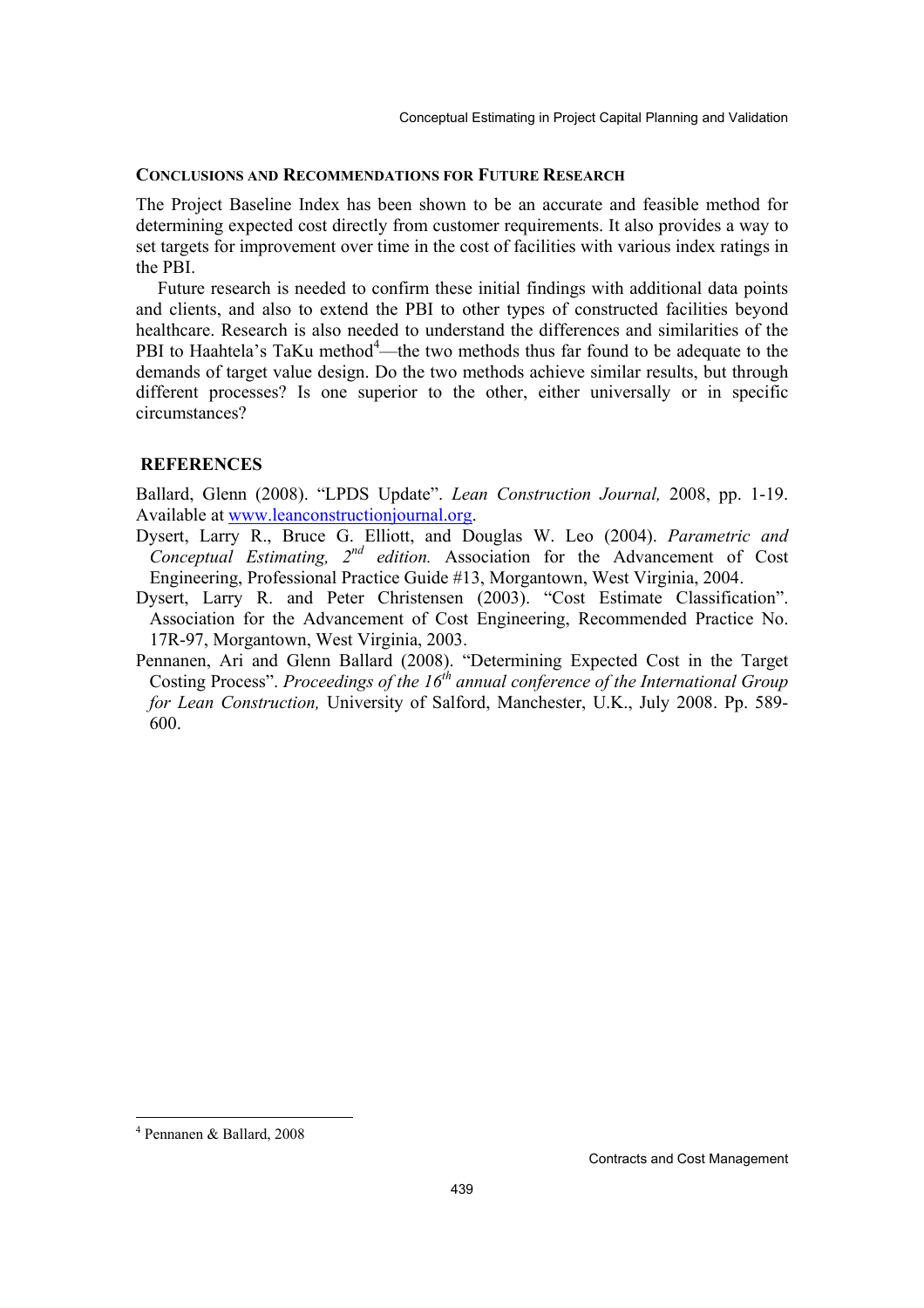## Conclusions and Recommendations for Future Research

The Project Baseline Index has been shown to be an accurate and feasible method for determining expected cost directly from customer requirements. It also provides a way to set targets for improvement over time in the cost of facilities with various index ratings in the PBI.

Future research is needed to confirm these initial findings with additional data points and clients, and also to extend the PBI to other types of constructed facilities beyond healthcare. Research is also needed to understand the differences and similarities of the PBI to Haahtela's TaKu method[4]—the two methods thus far found to be adequate to the demands of target value design. Do the two methods achieve similar results, but through different processes? Is one superior to the other, either universally or in specific circumstances?

## References

Ballard, Glenn (2008). "LPDS Update". *Lean Construction Journal,* 2008, pp. 1-19. Available at www.leanconstructionjournal.org.

Dysert, Larry R., Bruce G. Elliott, and Douglas W. Leo (2004). *Parametric and Conceptual Estimating, 2nd edition.* Association for the Advancement of Cost Engineering, Professional Practice Guide #13, Morgantown, West Virginia, 2004.

Dysert, Larry R. and Peter Christensen (2003). "Cost Estimate Classification". Association for the Advancement of Cost Engineering, Recommended Practice No. 17R-97, Morgantown, West Virginia, 2003.

Pennanen, Ari and Glenn Ballard (2008). "Determining Expected Cost in the Target Costing Process". *Proceedings of the 16th annual conference of the International Group for Lean Construction,* University of Salford, Manchester, U.K., July 2008. Pp. 589-600.

[4] Pennanen & Ballard, 2008